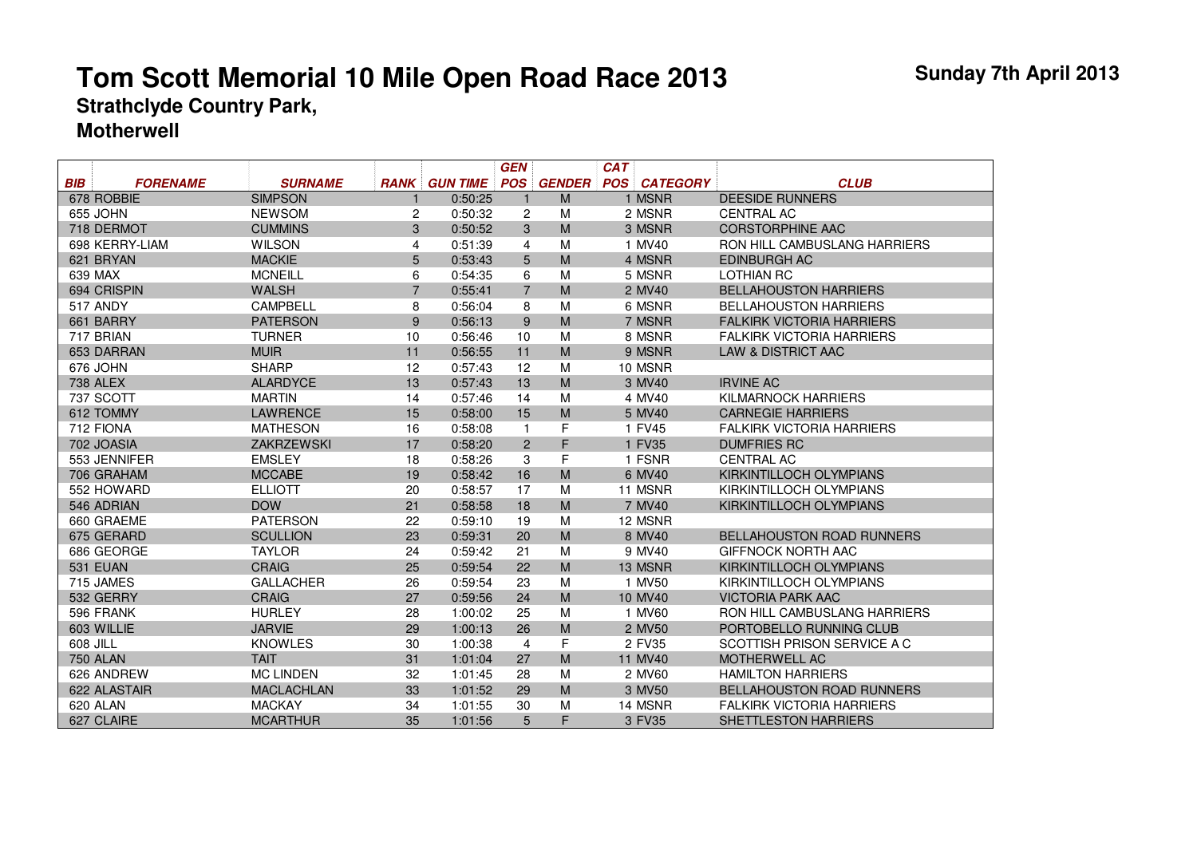# Tom Scott Memorial 10 Mile Open Road Race 2013

**Sunday 7th April 2013**

## Strathclyde Country Park, Motherwell

| BIB | FORENAME | SURNAME | RANK | GUN TIME | GEN POS | GENDER | CAT POS | CATEGORY | CLUB |
|---|---|---|---|---|---|---|---|---|---|
| 678 | ROBBIE | SIMPSON | 1 | 0:50:25 | 1 | M | 1 | MSNR | DEESIDE RUNNERS |
| 655 | JOHN | NEWSOM | 2 | 0:50:32 | 2 | M | 2 | MSNR | CENTRAL AC |
| 718 | DERMOT | CUMMINS | 3 | 0:50:52 | 3 | M | 3 | MSNR | CORSTORPHINE AAC |
| 698 | KERRY-LIAM | WILSON | 4 | 0:51:39 | 4 | M | 1 | MV40 | RON HILL CAMBUSLANG HARRIERS |
| 621 | BRYAN | MACKIE | 5 | 0:53:43 | 5 | M | 4 | MSNR | EDINBURGH AC |
| 639 | MAX | MCNEILL | 6 | 0:54:35 | 6 | M | 5 | MSNR | LOTHIAN RC |
| 694 | CRISPIN | WALSH | 7 | 0:55:41 | 7 | M | 2 | MV40 | BELLAHOUSTON HARRIERS |
| 517 | ANDY | CAMPBELL | 8 | 0:56:04 | 8 | M | 6 | MSNR | BELLAHOUSTON HARRIERS |
| 661 | BARRY | PATERSON | 9 | 0:56:13 | 9 | M | 7 | MSNR | FALKIRK VICTORIA HARRIERS |
| 717 | BRIAN | TURNER | 10 | 0:56:46 | 10 | M | 8 | MSNR | FALKIRK VICTORIA HARRIERS |
| 653 | DARRAN | MUIR | 11 | 0:56:55 | 11 | M | 9 | MSNR | LAW & DISTRICT AAC |
| 676 | JOHN | SHARP | 12 | 0:57:43 | 12 | M | 10 | MSNR | |
| 738 | ALEX | ALARDYCE | 13 | 0:57:43 | 13 | M | 3 | MV40 | IRVINE AC |
| 737 | SCOTT | MARTIN | 14 | 0:57:46 | 14 | M | 4 | MV40 | KILMARNOCK HARRIERS |
| 612 | TOMMY | LAWRENCE | 15 | 0:58:00 | 15 | M | 5 | MV40 | CARNEGIE HARRIERS |
| 712 | FIONA | MATHESON | 16 | 0:58:08 | 1 | F | 1 | FV45 | FALKIRK VICTORIA HARRIERS |
| 702 | JOASIA | ZAKRZEWSKI | 17 | 0:58:20 | 2 | F | 1 | FV35 | DUMFRIES RC |
| 553 | JENNIFER | EMSLEY | 18 | 0:58:26 | 3 | F | 1 | FSNR | CENTRAL AC |
| 706 | GRAHAM | MCCABE | 19 | 0:58:42 | 16 | M | 6 | MV40 | KIRKINTILLOCH OLYMPIANS |
| 552 | HOWARD | ELLIOTT | 20 | 0:58:57 | 17 | M | 11 | MSNR | KIRKINTILLOCH OLYMPIANS |
| 546 | ADRIAN | DOW | 21 | 0:58:58 | 18 | M | 7 | MV40 | KIRKINTILLOCH OLYMPIANS |
| 660 | GRAEME | PATERSON | 22 | 0:59:10 | 19 | M | 12 | MSNR | |
| 675 | GERARD | SCULLION | 23 | 0:59:31 | 20 | M | 8 | MV40 | BELLAHOUSTON ROAD RUNNERS |
| 686 | GEORGE | TAYLOR | 24 | 0:59:42 | 21 | M | 9 | MV40 | GIFFNOCK NORTH AAC |
| 531 | EUAN | CRAIG | 25 | 0:59:54 | 22 | M | 13 | MSNR | KIRKINTILLOCH OLYMPIANS |
| 715 | JAMES | GALLACHER | 26 | 0:59:54 | 23 | M | 1 | MV50 | KIRKINTILLOCH OLYMPIANS |
| 532 | GERRY | CRAIG | 27 | 0:59:56 | 24 | M | 10 | MV40 | VICTORIA PARK AAC |
| 596 | FRANK | HURLEY | 28 | 1:00:02 | 25 | M | 1 | MV60 | RON HILL CAMBUSLANG HARRIERS |
| 603 | WILLIE | JARVIE | 29 | 1:00:13 | 26 | M | 2 | MV50 | PORTOBELLO RUNNING CLUB |
| 608 | JILL | KNOWLES | 30 | 1:00:38 | 4 | F | 2 | FV35 | SCOTTISH PRISON SERVICE A C |
| 750 | ALAN | TAIT | 31 | 1:01:04 | 27 | M | 11 | MV40 | MOTHERWELL AC |
| 626 | ANDREW | MC LINDEN | 32 | 1:01:45 | 28 | M | 2 | MV60 | HAMILTON HARRIERS |
| 622 | ALASTAIR | MACLACHLAN | 33 | 1:01:52 | 29 | M | 3 | MV50 | BELLAHOUSTON ROAD RUNNERS |
| 620 | ALAN | MACKAY | 34 | 1:01:55 | 30 | M | 14 | MSNR | FALKIRK VICTORIA HARRIERS |
| 627 | CLAIRE | MCARTHUR | 35 | 1:01:56 | 5 | F | 3 | FV35 | SHETTLESTON HARRIERS |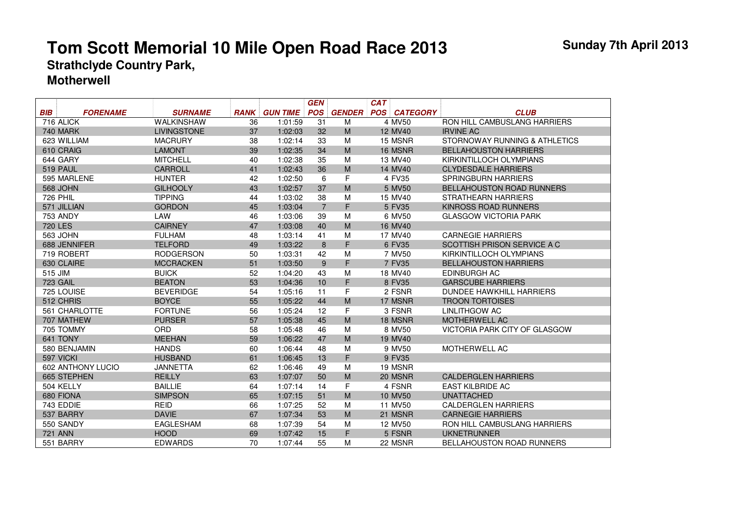# Tom Scott Memorial 10 Mile Open Road Race 2013

**Sunday 7th April 2013**

## Strathclyde Country Park, Motherwell

| BIB | FORENAME | SURNAME | RANK | GUN TIME | GEN POS | GENDER | CAT POS | CATEGORY | CLUB |
|---|---|---|---|---|---|---|---|---|---|
| 716 | ALICK | WALKINSHAW | 36 | 1:01:59 | 31 | M | 4 | MV50 | RON HILL CAMBUSLANG HARRIERS |
| 740 | MARK | LIVINGSTONE | 37 | 1:02:03 | 32 | M | 12 | MV40 | IRVINE AC |
| 623 | WILLIAM | MACRURY | 38 | 1:02:14 | 33 | M | 15 | MSNR | STORNOWAY RUNNING & ATHLETICS |
| 610 | CRAIG | LAMONT | 39 | 1:02:35 | 34 | M | 16 | MSNR | BELLAHOUSTON HARRIERS |
| 644 | GARY | MITCHELL | 40 | 1:02:38 | 35 | M | 13 | MV40 | KIRKINTILLOCH OLYMPIANS |
| 519 | PAUL | CARROLL | 41 | 1:02:43 | 36 | M | 14 | MV40 | CLYDESDALE HARRIERS |
| 595 | MARLENE | HUNTER | 42 | 1:02:50 | 6 | F | 4 | FV35 | SPRINGBURN HARRIERS |
| 568 | JOHN | GILHOOLY | 43 | 1:02:57 | 37 | M | 5 | MV50 | BELLAHOUSTON ROAD RUNNERS |
| 726 | PHIL | TIPPING | 44 | 1:03:02 | 38 | M | 15 | MV40 | STRATHEARN HARRIERS |
| 571 | JILLIAN | GORDON | 45 | 1:03:04 | 7 | F | 5 | FV35 | KINROSS ROAD RUNNERS |
| 753 | ANDY | LAW | 46 | 1:03:06 | 39 | M | 6 | MV50 | GLASGOW VICTORIA PARK |
| 720 | LES | CAIRNEY | 47 | 1:03:08 | 40 | M | 16 | MV40 | |
| 563 | JOHN | FULHAM | 48 | 1:03:14 | 41 | M | 17 | MV40 | CARNEGIE HARRIERS |
| 688 | JENNIFER | TELFORD | 49 | 1:03:22 | 8 | F | 6 | FV35 | SCOTTISH PRISON SERVICE A C |
| 719 | ROBERT | RODGERSON | 50 | 1:03:31 | 42 | M | 7 | MV50 | KIRKINTILLOCH OLYMPIANS |
| 630 | CLAIRE | MCCRACKEN | 51 | 1:03:50 | 9 | F | 7 | FV35 | BELLAHOUSTON HARRIERS |
| 515 | JIM | BUICK | 52 | 1:04:20 | 43 | M | 18 | MV40 | EDINBURGH AC |
| 723 | GAIL | BEATON | 53 | 1:04:36 | 10 | F | 8 | FV35 | GARSCUBE HARRIERS |
| 725 | LOUISE | BEVERIDGE | 54 | 1:05:16 | 11 | F | 2 | FSNR | DUNDEE HAWKHILL HARRIERS |
| 512 | CHRIS | BOYCE | 55 | 1:05:22 | 44 | M | 17 | MSNR | TROON TORTOISES |
| 561 | CHARLOTTE | FORTUNE | 56 | 1:05:24 | 12 | F | 3 | FSNR | LINLITHGOW AC |
| 707 | MATHEW | PURSER | 57 | 1:05:38 | 45 | M | 18 | MSNR | MOTHERWELL AC |
| 705 | TOMMY | ORD | 58 | 1:05:48 | 46 | M | 8 | MV50 | VICTORIA PARK CITY OF GLASGOW |
| 641 | TONY | MEEHAN | 59 | 1:06:22 | 47 | M | 19 | MV40 | |
| 580 | BENJAMIN | HANDS | 60 | 1:06:44 | 48 | M | 9 | MV50 | MOTHERWELL AC |
| 597 | VICKI | HUSBAND | 61 | 1:06:45 | 13 | F | 9 | FV35 | |
| 602 | ANTHONY LUCIO | JANNETTA | 62 | 1:06:46 | 49 | M | 19 | MSNR | |
| 665 | STEPHEN | REILLY | 63 | 1:07:07 | 50 | M | 20 | MSNR | CALDERGLEN HARRIERS |
| 504 | KELLY | BAILLIE | 64 | 1:07:14 | 14 | F | 4 | FSNR | EAST KILBRIDE AC |
| 680 | FIONA | SIMPSON | 65 | 1:07:15 | 51 | M | 10 | MV50 | UNATTACHED |
| 743 | EDDIE | REID | 66 | 1:07:25 | 52 | M | 11 | MV50 | CALDERGLEN HARRIERS |
| 537 | BARRY | DAVIE | 67 | 1:07:34 | 53 | M | 21 | MSNR | CARNEGIE HARRIERS |
| 550 | SANDY | EAGLESHAM | 68 | 1:07:39 | 54 | M | 12 | MV50 | RON HILL CAMBUSLANG HARRIERS |
| 721 | ANN | HOOD | 69 | 1:07:42 | 15 | F | 5 | FSNR | UKNETRUNNER |
| 551 | BARRY | EDWARDS | 70 | 1:07:44 | 55 | M | 22 | MSNR | BELLAHOUSTON ROAD RUNNERS |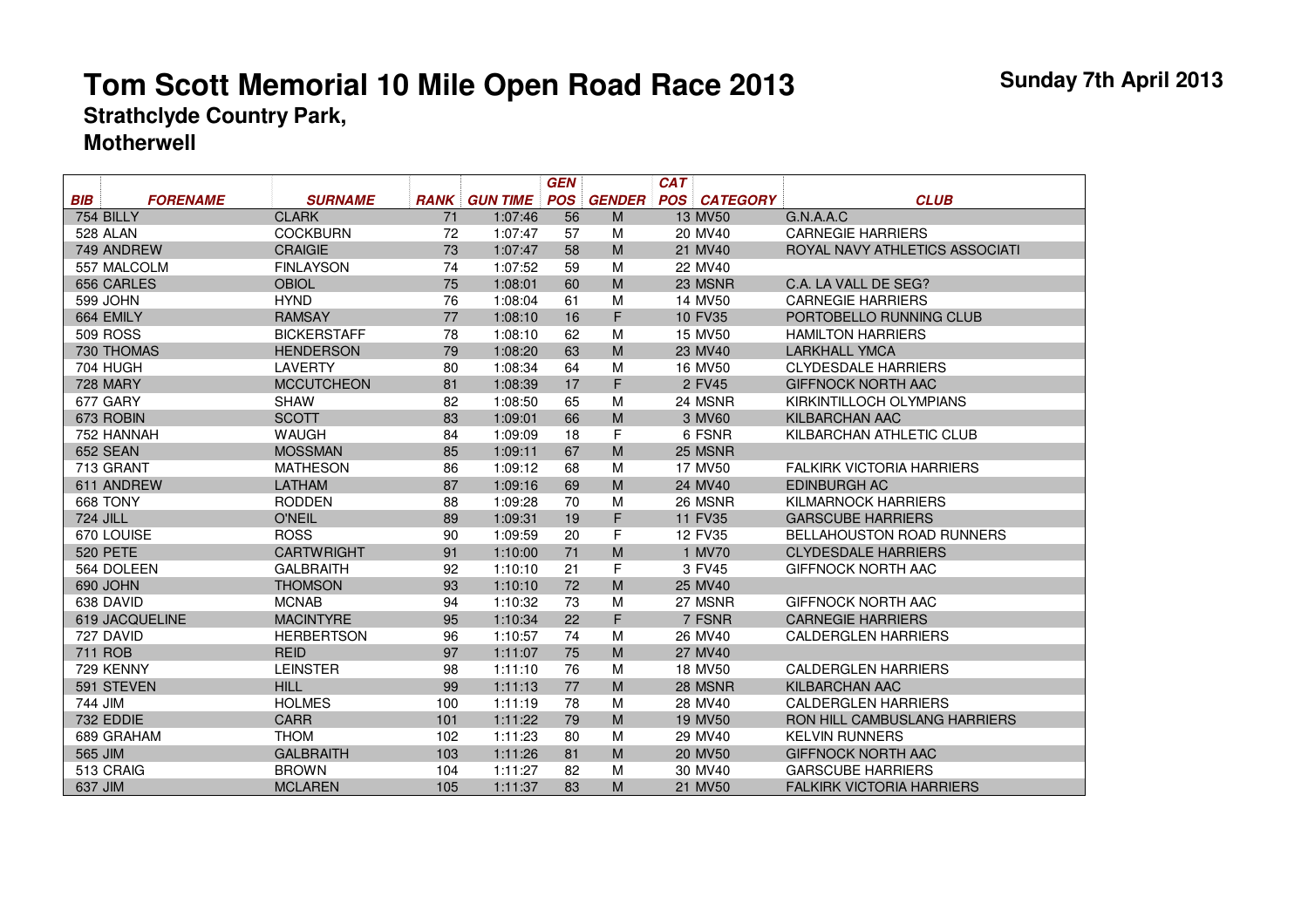# Tom Scott Memorial 10 Mile Open Road Race 2013

**Sunday 7th April 2013**

## Strathclyde Country Park, Motherwell

| BIB | FORENAME | SURNAME | RANK | GUN TIME | GEN POS | GENDER | CAT POS | CATEGORY | CLUB |
|---|---|---|---|---|---|---|---|---|---|
| 754 | BILLY | CLARK | 71 | 1:07:46 | 56 | M | 13 | MV50 | G.N.A.A.C |
| 528 | ALAN | COCKBURN | 72 | 1:07:47 | 57 | M | 20 | MV40 | CARNEGIE HARRIERS |
| 749 | ANDREW | CRAIGIE | 73 | 1:07:47 | 58 | M | 21 | MV40 | ROYAL NAVY ATHLETICS ASSOCIATI |
| 557 | MALCOLM | FINLAYSON | 74 | 1:07:52 | 59 | M | 22 | MV40 | |
| 656 | CARLES | OBIOL | 75 | 1:08:01 | 60 | M | 23 | MSNR | C.A. LA VALL DE SEG? |
| 599 | JOHN | HYND | 76 | 1:08:04 | 61 | M | 14 | MV50 | CARNEGIE HARRIERS |
| 664 | EMILY | RAMSAY | 77 | 1:08:10 | 16 | F | 10 | FV35 | PORTOBELLO RUNNING CLUB |
| 509 | ROSS | BICKERSTAFF | 78 | 1:08:10 | 62 | M | 15 | MV50 | HAMILTON HARRIERS |
| 730 | THOMAS | HENDERSON | 79 | 1:08:20 | 63 | M | 23 | MV40 | LARKHALL YMCA |
| 704 | HUGH | LAVERTY | 80 | 1:08:34 | 64 | M | 16 | MV50 | CLYDESDALE HARRIERS |
| 728 | MARY | MCCUTCHEON | 81 | 1:08:39 | 17 | F | 2 | FV45 | GIFFNOCK NORTH AAC |
| 677 | GARY | SHAW | 82 | 1:08:50 | 65 | M | 24 | MSNR | KIRKINTILLOCH OLYMPIANS |
| 673 | ROBIN | SCOTT | 83 | 1:09:01 | 66 | M | 3 | MV60 | KILBARCHAN AAC |
| 752 | HANNAH | WAUGH | 84 | 1:09:09 | 18 | F | 6 | FSNR | KILBARCHAN ATHLETIC CLUB |
| 652 | SEAN | MOSSMAN | 85 | 1:09:11 | 67 | M | 25 | MSNR | |
| 713 | GRANT | MATHESON | 86 | 1:09:12 | 68 | M | 17 | MV50 | FALKIRK VICTORIA HARRIERS |
| 611 | ANDREW | LATHAM | 87 | 1:09:16 | 69 | M | 24 | MV40 | EDINBURGH AC |
| 668 | TONY | RODDEN | 88 | 1:09:28 | 70 | M | 26 | MSNR | KILMARNOCK HARRIERS |
| 724 | JILL | O'NEIL | 89 | 1:09:31 | 19 | F | 11 | FV35 | GARSCUBE HARRIERS |
| 670 | LOUISE | ROSS | 90 | 1:09:59 | 20 | F | 12 | FV35 | BELLAHOUSTON ROAD RUNNERS |
| 520 | PETE | CARTWRIGHT | 91 | 1:10:00 | 71 | M | 1 | MV70 | CLYDESDALE HARRIERS |
| 564 | DOLEEN | GALBRAITH | 92 | 1:10:10 | 21 | F | 3 | FV45 | GIFFNOCK NORTH AAC |
| 690 | JOHN | THOMSON | 93 | 1:10:10 | 72 | M | 25 | MV40 | |
| 638 | DAVID | MCNAB | 94 | 1:10:32 | 73 | M | 27 | MSNR | GIFFNOCK NORTH AAC |
| 619 | JACQUELINE | MACINTYRE | 95 | 1:10:34 | 22 | F | 7 | FSNR | CARNEGIE HARRIERS |
| 727 | DAVID | HERBERTSON | 96 | 1:10:57 | 74 | M | 26 | MV40 | CALDERGLEN HARRIERS |
| 711 | ROB | REID | 97 | 1:11:07 | 75 | M | 27 | MV40 | |
| 729 | KENNY | LEINSTER | 98 | 1:11:10 | 76 | M | 18 | MV50 | CALDERGLEN HARRIERS |
| 591 | STEVEN | HILL | 99 | 1:11:13 | 77 | M | 28 | MSNR | KILBARCHAN AAC |
| 744 | JIM | HOLMES | 100 | 1:11:19 | 78 | M | 28 | MV40 | CALDERGLEN HARRIERS |
| 732 | EDDIE | CARR | 101 | 1:11:22 | 79 | M | 19 | MV50 | RON HILL CAMBUSLANG HARRIERS |
| 689 | GRAHAM | THOM | 102 | 1:11:23 | 80 | M | 29 | MV40 | KELVIN RUNNERS |
| 565 | JIM | GALBRAITH | 103 | 1:11:26 | 81 | M | 20 | MV50 | GIFFNOCK NORTH AAC |
| 513 | CRAIG | BROWN | 104 | 1:11:27 | 82 | M | 30 | MV40 | GARSCUBE HARRIERS |
| 637 | JIM | MCLAREN | 105 | 1:11:37 | 83 | M | 21 | MV50 | FALKIRK VICTORIA HARRIERS |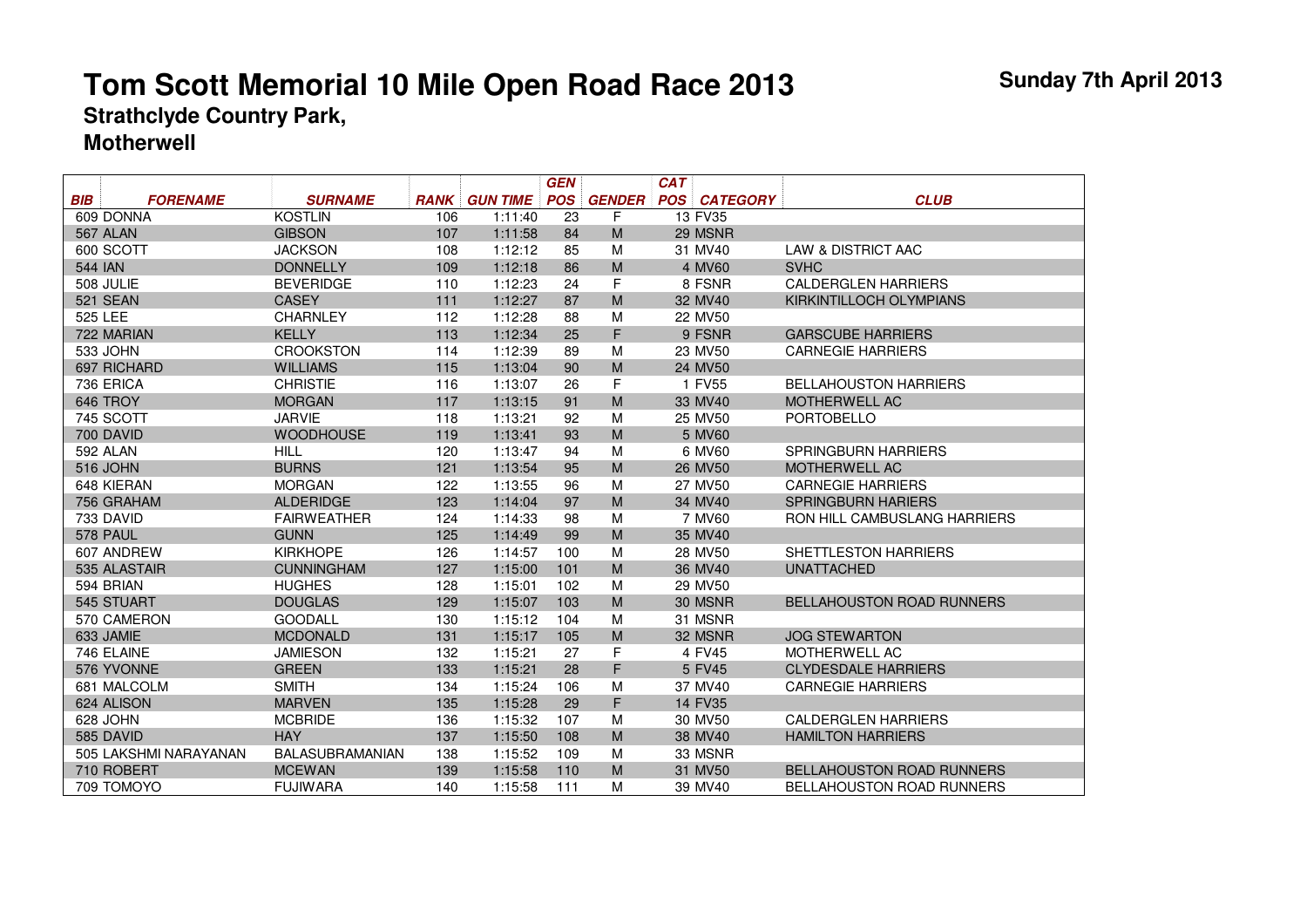# Tom Scott Memorial 10 Mile Open Road Race 2013

**Sunday 7th April 2013**

## Strathclyde Country Park, Motherwell

| BIB | FORENAME | SURNAME | RANK | GUN TIME | GEN POS | GENDER | CAT POS | CATEGORY | CLUB |
|---|---|---|---|---|---|---|---|---|---|
| 609 | DONNA | KOSTLIN | 106 | 1:11:40 | 23 | F | 13 | FV35 | |
| 567 | ALAN | GIBSON | 107 | 1:11:58 | 84 | M | 29 | MSNR | |
| 600 | SCOTT | JACKSON | 108 | 1:12:12 | 85 | M | 31 | MV40 | LAW & DISTRICT AAC |
| 544 | IAN | DONNELLY | 109 | 1:12:18 | 86 | M | 4 | MV60 | SVHC |
| 508 | JULIE | BEVERIDGE | 110 | 1:12:23 | 24 | F | 8 | FSNR | CALDERGLEN HARRIERS |
| 521 | SEAN | CASEY | 111 | 1:12:27 | 87 | M | 32 | MV40 | KIRKINTILLOCH OLYMPIANS |
| 525 | LEE | CHARNLEY | 112 | 1:12:28 | 88 | M | 22 | MV50 | |
| 722 | MARIAN | KELLY | 113 | 1:12:34 | 25 | F | 9 | FSNR | GARSCUBE HARRIERS |
| 533 | JOHN | CROOKSTON | 114 | 1:12:39 | 89 | M | 23 | MV50 | CARNEGIE HARRIERS |
| 697 | RICHARD | WILLIAMS | 115 | 1:13:04 | 90 | M | 24 | MV50 | |
| 736 | ERICA | CHRISTIE | 116 | 1:13:07 | 26 | F | 1 | FV55 | BELLAHOUSTON HARRIERS |
| 646 | TROY | MORGAN | 117 | 1:13:15 | 91 | M | 33 | MV40 | MOTHERWELL AC |
| 745 | SCOTT | JARVIE | 118 | 1:13:21 | 92 | M | 25 | MV50 | PORTOBELLO |
| 700 | DAVID | WOODHOUSE | 119 | 1:13:41 | 93 | M | 5 | MV60 | |
| 592 | ALAN | HILL | 120 | 1:13:47 | 94 | M | 6 | MV60 | SPRINGBURN HARRIERS |
| 516 | JOHN | BURNS | 121 | 1:13:54 | 95 | M | 26 | MV50 | MOTHERWELL AC |
| 648 | KIERAN | MORGAN | 122 | 1:13:55 | 96 | M | 27 | MV50 | CARNEGIE HARRIERS |
| 756 | GRAHAM | ALDERIDGE | 123 | 1:14:04 | 97 | M | 34 | MV40 | SPRINGBURN HARIERS |
| 733 | DAVID | FAIRWEATHER | 124 | 1:14:33 | 98 | M | 7 | MV60 | RON HILL CAMBUSLANG HARRIERS |
| 578 | PAUL | GUNN | 125 | 1:14:49 | 99 | M | 35 | MV40 | |
| 607 | ANDREW | KIRKHOPE | 126 | 1:14:57 | 100 | M | 28 | MV50 | SHETTLESTON HARRIERS |
| 535 | ALASTAIR | CUNNINGHAM | 127 | 1:15:00 | 101 | M | 36 | MV40 | UNATTACHED |
| 594 | BRIAN | HUGHES | 128 | 1:15:01 | 102 | M | 29 | MV50 | |
| 545 | STUART | DOUGLAS | 129 | 1:15:07 | 103 | M | 30 | MSNR | BELLAHOUSTON ROAD RUNNERS |
| 570 | CAMERON | GOODALL | 130 | 1:15:12 | 104 | M | 31 | MSNR | |
| 633 | JAMIE | MCDONALD | 131 | 1:15:17 | 105 | M | 32 | MSNR | JOG STEWARTON |
| 746 | ELAINE | JAMIESON | 132 | 1:15:21 | 27 | F | 4 | FV45 | MOTHERWELL AC |
| 576 | YVONNE | GREEN | 133 | 1:15:21 | 28 | F | 5 | FV45 | CLYDESDALE HARRIERS |
| 681 | MALCOLM | SMITH | 134 | 1:15:24 | 106 | M | 37 | MV40 | CARNEGIE HARRIERS |
| 624 | ALISON | MARVEN | 135 | 1:15:28 | 29 | F | 14 | FV35 | |
| 628 | JOHN | MCBRIDE | 136 | 1:15:32 | 107 | M | 30 | MV50 | CALDERGLEN HARRIERS |
| 585 | DAVID | HAY | 137 | 1:15:50 | 108 | M | 38 | MV40 | HAMILTON HARRIERS |
| 505 | LAKSHMI NARAYANAN | BALASUBRAMANIAN | 138 | 1:15:52 | 109 | M | 33 | MSNR | |
| 710 | ROBERT | MCEWAN | 139 | 1:15:58 | 110 | M | 31 | MV50 | BELLAHOUSTON ROAD RUNNERS |
| 709 | TOMOYO | FUJIWARA | 140 | 1:15:58 | 111 | M | 39 | MV40 | BELLAHOUSTON ROAD RUNNERS |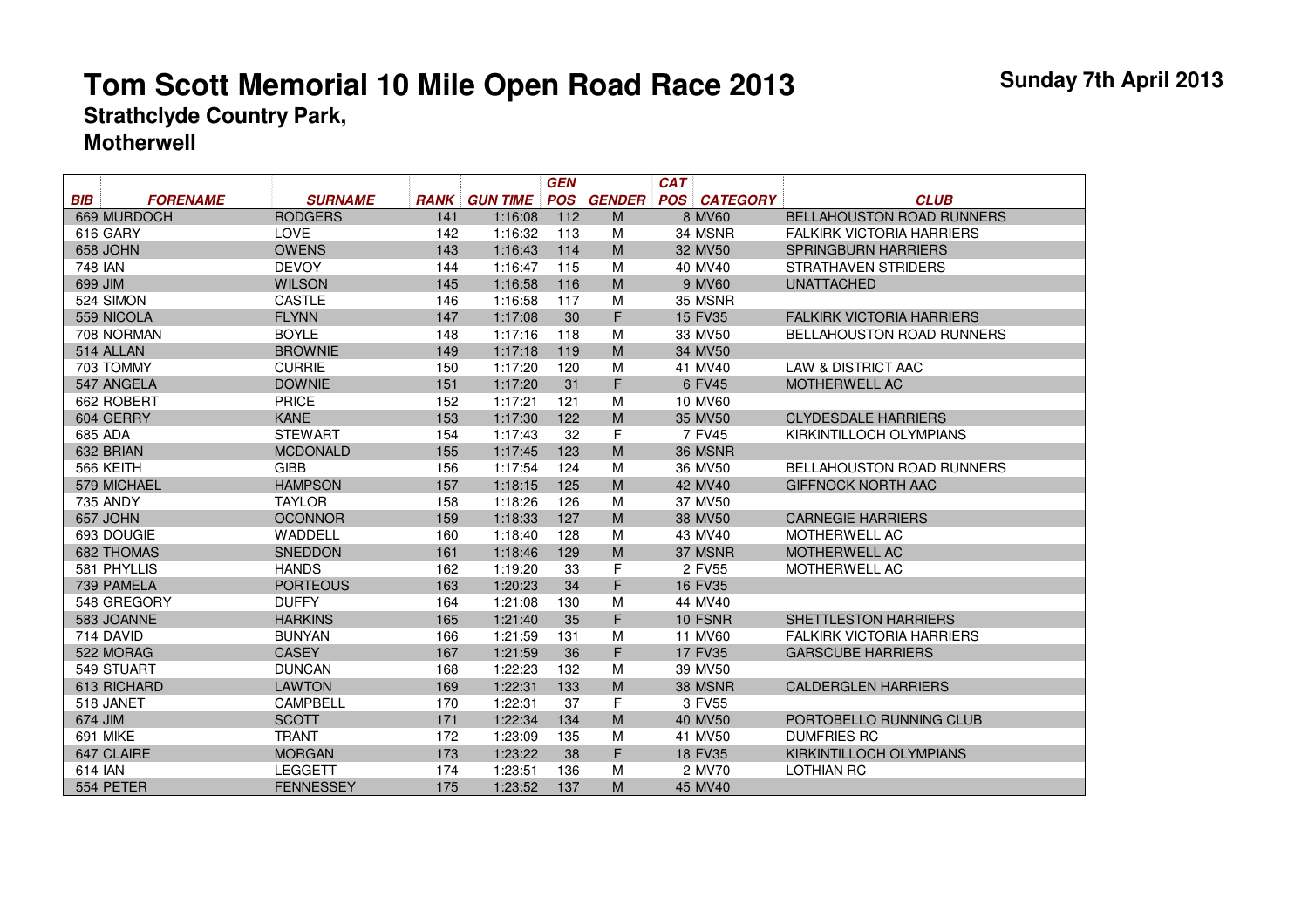# Tom Scott Memorial 10 Mile Open Road Race 2013

**Sunday 7th April 2013**

## Strathclyde Country Park, Motherwell

| BIB | FORENAME | SURNAME | RANK | GUN TIME | GEN POS | GENDER | CAT POS | CATEGORY | CLUB |
|---|---|---|---|---|---|---|---|---|---|
| 669 | MURDOCH | RODGERS | 141 | 1:16:08 | 112 | M | 8 | MV60 | BELLAHOUSTON ROAD RUNNERS |
| 616 | GARY | LOVE | 142 | 1:16:32 | 113 | M | 34 | MSNR | FALKIRK VICTORIA HARRIERS |
| 658 | JOHN | OWENS | 143 | 1:16:43 | 114 | M | 32 | MV50 | SPRINGBURN HARRIERS |
| 748 | IAN | DEVOY | 144 | 1:16:47 | 115 | M | 40 | MV40 | STRATHAVEN STRIDERS |
| 699 | JIM | WILSON | 145 | 1:16:58 | 116 | M | 9 | MV60 | UNATTACHED |
| 524 | SIMON | CASTLE | 146 | 1:16:58 | 117 | M | 35 | MSNR | |
| 559 | NICOLA | FLYNN | 147 | 1:17:08 | 30 | F | 15 | FV35 | FALKIRK VICTORIA HARRIERS |
| 708 | NORMAN | BOYLE | 148 | 1:17:16 | 118 | M | 33 | MV50 | BELLAHOUSTON ROAD RUNNERS |
| 514 | ALLAN | BROWNIE | 149 | 1:17:18 | 119 | M | 34 | MV50 | |
| 703 | TOMMY | CURRIE | 150 | 1:17:20 | 120 | M | 41 | MV40 | LAW & DISTRICT AAC |
| 547 | ANGELA | DOWNIE | 151 | 1:17:20 | 31 | F | 6 | FV45 | MOTHERWELL AC |
| 662 | ROBERT | PRICE | 152 | 1:17:21 | 121 | M | 10 | MV60 | |
| 604 | GERRY | KANE | 153 | 1:17:30 | 122 | M | 35 | MV50 | CLYDESDALE HARRIERS |
| 685 | ADA | STEWART | 154 | 1:17:43 | 32 | F | 7 | FV45 | KIRKINTILLOCH OLYMPIANS |
| 632 | BRIAN | MCDONALD | 155 | 1:17:45 | 123 | M | 36 | MSNR | |
| 566 | KEITH | GIBB | 156 | 1:17:54 | 124 | M | 36 | MV50 | BELLAHOUSTON ROAD RUNNERS |
| 579 | MICHAEL | HAMPSON | 157 | 1:18:15 | 125 | M | 42 | MV40 | GIFFNOCK NORTH AAC |
| 735 | ANDY | TAYLOR | 158 | 1:18:26 | 126 | M | 37 | MV50 | |
| 657 | JOHN | OCONNOR | 159 | 1:18:33 | 127 | M | 38 | MV50 | CARNEGIE HARRIERS |
| 693 | DOUGIE | WADDELL | 160 | 1:18:40 | 128 | M | 43 | MV40 | MOTHERWELL AC |
| 682 | THOMAS | SNEDDON | 161 | 1:18:46 | 129 | M | 37 | MSNR | MOTHERWELL AC |
| 581 | PHYLLIS | HANDS | 162 | 1:19:20 | 33 | F | 2 | FV55 | MOTHERWELL AC |
| 739 | PAMELA | PORTEOUS | 163 | 1:20:23 | 34 | F | 16 | FV35 | |
| 548 | GREGORY | DUFFY | 164 | 1:21:08 | 130 | M | 44 | MV40 | |
| 583 | JOANNE | HARKINS | 165 | 1:21:40 | 35 | F | 10 | FSNR | SHETTLESTON HARRIERS |
| 714 | DAVID | BUNYAN | 166 | 1:21:59 | 131 | M | 11 | MV60 | FALKIRK VICTORIA HARRIERS |
| 522 | MORAG | CASEY | 167 | 1:21:59 | 36 | F | 17 | FV35 | GARSCUBE HARRIERS |
| 549 | STUART | DUNCAN | 168 | 1:22:23 | 132 | M | 39 | MV50 | |
| 613 | RICHARD | LAWTON | 169 | 1:22:31 | 133 | M | 38 | MSNR | CALDERGLEN HARRIERS |
| 518 | JANET | CAMPBELL | 170 | 1:22:31 | 37 | F | 3 | FV55 | |
| 674 | JIM | SCOTT | 171 | 1:22:34 | 134 | M | 40 | MV50 | PORTOBELLO RUNNING CLUB |
| 691 | MIKE | TRANT | 172 | 1:23:09 | 135 | M | 41 | MV50 | DUMFRIES RC |
| 647 | CLAIRE | MORGAN | 173 | 1:23:22 | 38 | F | 18 | FV35 | KIRKINTILLOCH OLYMPIANS |
| 614 | IAN | LEGGETT | 174 | 1:23:51 | 136 | M | 2 | MV70 | LOTHIAN RC |
| 554 | PETER | FENNESSEY | 175 | 1:23:52 | 137 | M | 45 | MV40 | |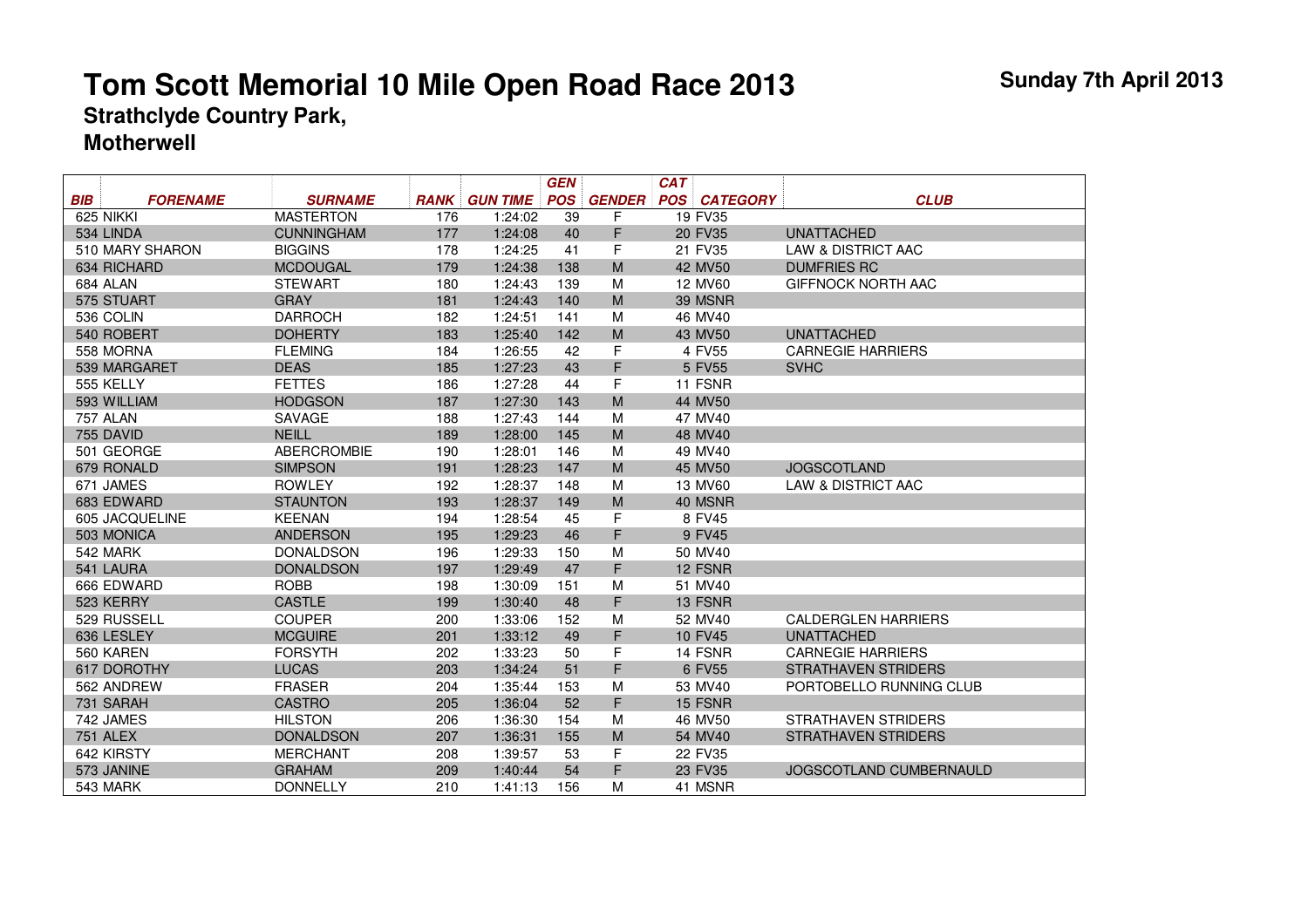# Tom Scott Memorial 10 Mile Open Road Race 2013

**Sunday 7th April 2013**

## Strathclyde Country Park, Motherwell

| BIB | FORENAME | SURNAME | RANK | GUN TIME | GEN POS | GENDER | CAT POS | CATEGORY | CLUB |
|---|---|---|---|---|---|---|---|---|---|
| 625 | NIKKI | MASTERTON | 176 | 1:24:02 | 39 | F | 19 | FV35 | |
| 534 | LINDA | CUNNINGHAM | 177 | 1:24:08 | 40 | F | 20 | FV35 | UNATTACHED |
| 510 | MARY SHARON | BIGGINS | 178 | 1:24:25 | 41 | F | 21 | FV35 | LAW & DISTRICT AAC |
| 634 | RICHARD | MCDOUGAL | 179 | 1:24:38 | 138 | M | 42 | MV50 | DUMFRIES RC |
| 684 | ALAN | STEWART | 180 | 1:24:43 | 139 | M | 12 | MV60 | GIFFNOCK NORTH AAC |
| 575 | STUART | GRAY | 181 | 1:24:43 | 140 | M | 39 | MSNR | |
| 536 | COLIN | DARROCH | 182 | 1:24:51 | 141 | M | 46 | MV40 | |
| 540 | ROBERT | DOHERTY | 183 | 1:25:40 | 142 | M | 43 | MV50 | UNATTACHED |
| 558 | MORNA | FLEMING | 184 | 1:26:55 | 42 | F | 4 | FV55 | CARNEGIE HARRIERS |
| 539 | MARGARET | DEAS | 185 | 1:27:23 | 43 | F | 5 | FV55 | SVHC |
| 555 | KELLY | FETTES | 186 | 1:27:28 | 44 | F | 11 | FSNR | |
| 593 | WILLIAM | HODGSON | 187 | 1:27:30 | 143 | M | 44 | MV50 | |
| 757 | ALAN | SAVAGE | 188 | 1:27:43 | 144 | M | 47 | MV40 | |
| 755 | DAVID | NEILL | 189 | 1:28:00 | 145 | M | 48 | MV40 | |
| 501 | GEORGE | ABERCROMBIE | 190 | 1:28:01 | 146 | M | 49 | MV40 | |
| 679 | RONALD | SIMPSON | 191 | 1:28:23 | 147 | M | 45 | MV50 | JOGSCOTLAND |
| 671 | JAMES | ROWLEY | 192 | 1:28:37 | 148 | M | 13 | MV60 | LAW & DISTRICT AAC |
| 683 | EDWARD | STAUNTON | 193 | 1:28:37 | 149 | M | 40 | MSNR | |
| 605 | JACQUELINE | KEENAN | 194 | 1:28:54 | 45 | F | 8 | FV45 | |
| 503 | MONICA | ANDERSON | 195 | 1:29:23 | 46 | F | 9 | FV45 | |
| 542 | MARK | DONALDSON | 196 | 1:29:33 | 150 | M | 50 | MV40 | |
| 541 | LAURA | DONALDSON | 197 | 1:29:49 | 47 | F | 12 | FSNR | |
| 666 | EDWARD | ROBB | 198 | 1:30:09 | 151 | M | 51 | MV40 | |
| 523 | KERRY | CASTLE | 199 | 1:30:40 | 48 | F | 13 | FSNR | |
| 529 | RUSSELL | COUPER | 200 | 1:33:06 | 152 | M | 52 | MV40 | CALDERGLEN HARRIERS |
| 636 | LESLEY | MCGUIRE | 201 | 1:33:12 | 49 | F | 10 | FV45 | UNATTACHED |
| 560 | KAREN | FORSYTH | 202 | 1:33:23 | 50 | F | 14 | FSNR | CARNEGIE HARRIERS |
| 617 | DOROTHY | LUCAS | 203 | 1:34:24 | 51 | F | 6 | FV55 | STRATHAVEN STRIDERS |
| 562 | ANDREW | FRASER | 204 | 1:35:44 | 153 | M | 53 | MV40 | PORTOBELLO RUNNING CLUB |
| 731 | SARAH | CASTRO | 205 | 1:36:04 | 52 | F | 15 | FSNR | |
| 742 | JAMES | HILSTON | 206 | 1:36:30 | 154 | M | 46 | MV50 | STRATHAVEN STRIDERS |
| 751 | ALEX | DONALDSON | 207 | 1:36:31 | 155 | M | 54 | MV40 | STRATHAVEN STRIDERS |
| 642 | KIRSTY | MERCHANT | 208 | 1:39:57 | 53 | F | 22 | FV35 | |
| 573 | JANINE | GRAHAM | 209 | 1:40:44 | 54 | F | 23 | FV35 | JOGSCOTLAND CUMBERNAULD |
| 543 | MARK | DONNELLY | 210 | 1:41:13 | 156 | M | 41 | MSNR | |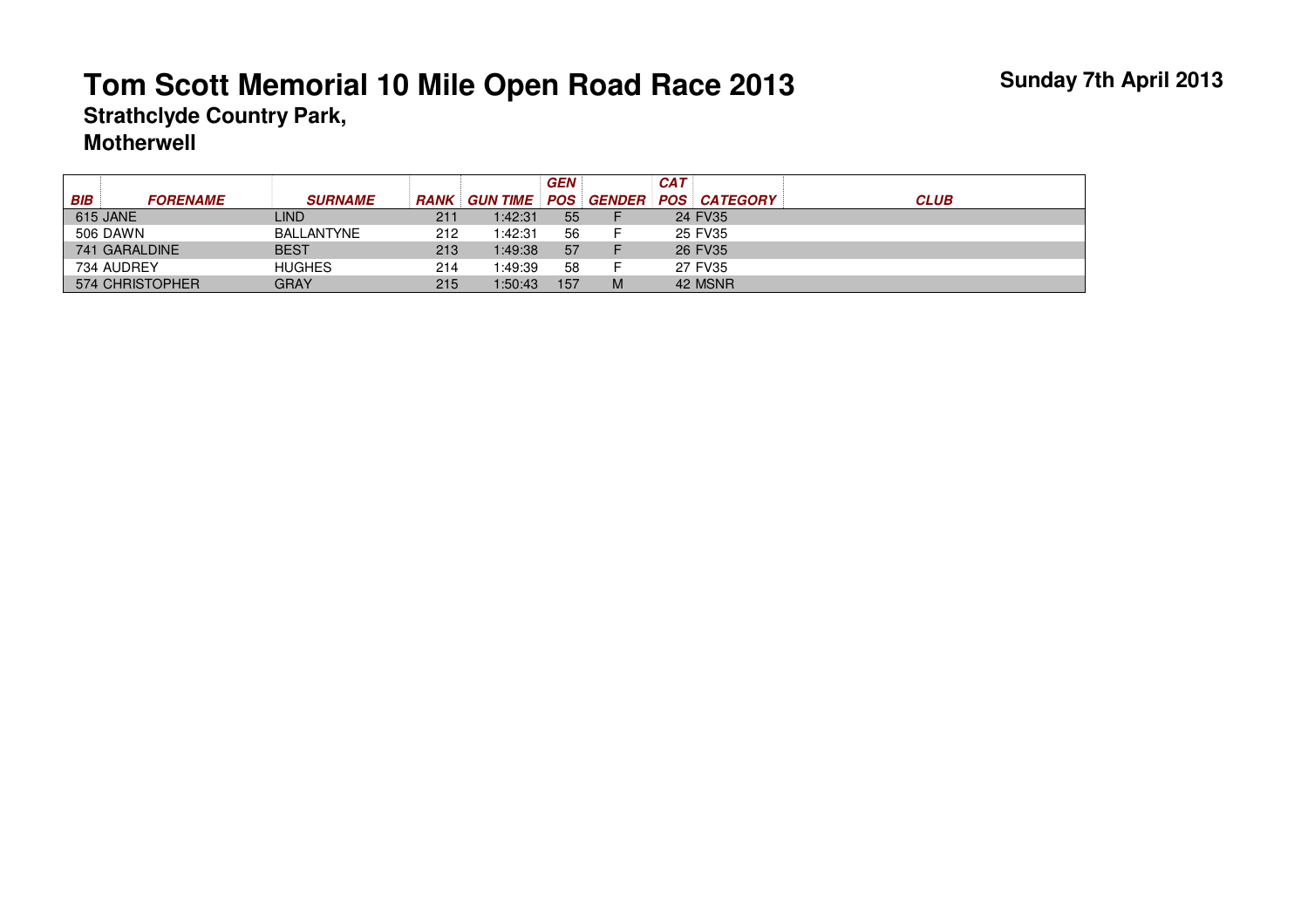# Tom Scott Memorial 10 Mile Open Road Race 2013

**Sunday 7th April 2013**

## Strathclyde Country Park,
## Motherwell

| BIB | FORENAME | SURNAME | RANK | GUN TIME | GEN POS | GENDER | CAT POS | CATEGORY | CLUB |
|---|---|---|---|---|---|---|---|---|---|
| 615 | JANE | LIND | 211 | 1:42:31 | 55 | F | 24 | FV35 | |
| 506 | DAWN | BALLANTYNE | 212 | 1:42:31 | 56 | F | 25 | FV35 | |
| 741 | GARALDINE | BEST | 213 | 1:49:38 | 57 | F | 26 | FV35 | |
| 734 | AUDREY | HUGHES | 214 | 1:49:39 | 58 | F | 27 | FV35 | |
| 574 | CHRISTOPHER | GRAY | 215 | 1:50:43 | 157 | M | 42 | MSNR | |